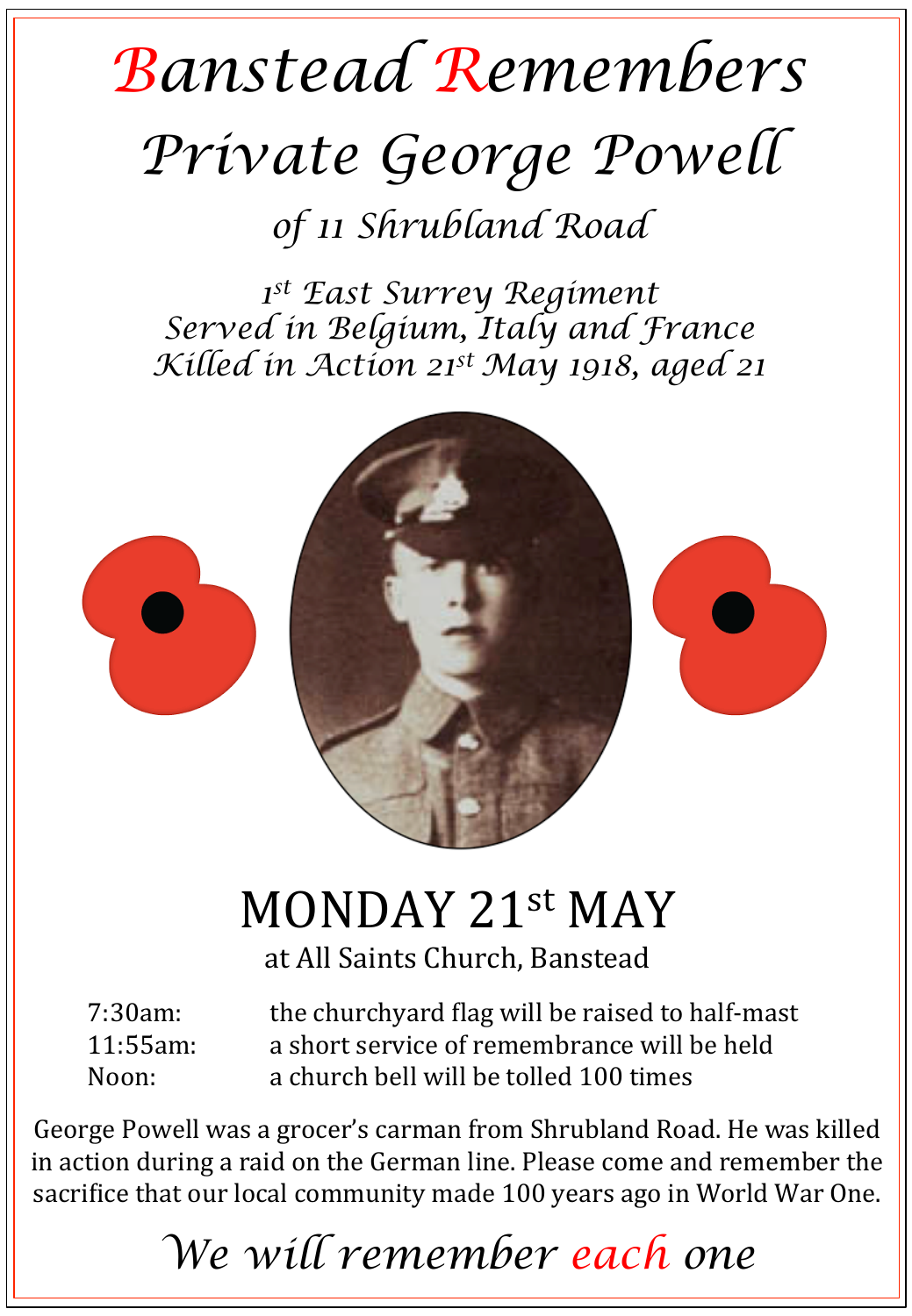# Banstead Remembers

## Private George Powell

### of 11 Shrubland Road

*1st East Surrey Regiment*
*Served in Belgium, Italy and France*
*Killed in Action 21st May 1918, aged 21*

## MONDAY 21st MAY

at All Saints Church, Banstead

| | |
|---|---|
| 7:30am: | the churchyard flag will be raised to half-mast |
| 11:55am: | a short service of remembrance will be held |
| Noon: | a church bell will be tolled 100 times |

George Powell was a grocer's carman from Shrubland Road. He was killed in action during a raid on the German line. Please come and remember the sacrifice that our local community made 100 years ago in World War One.

*We will remember each one*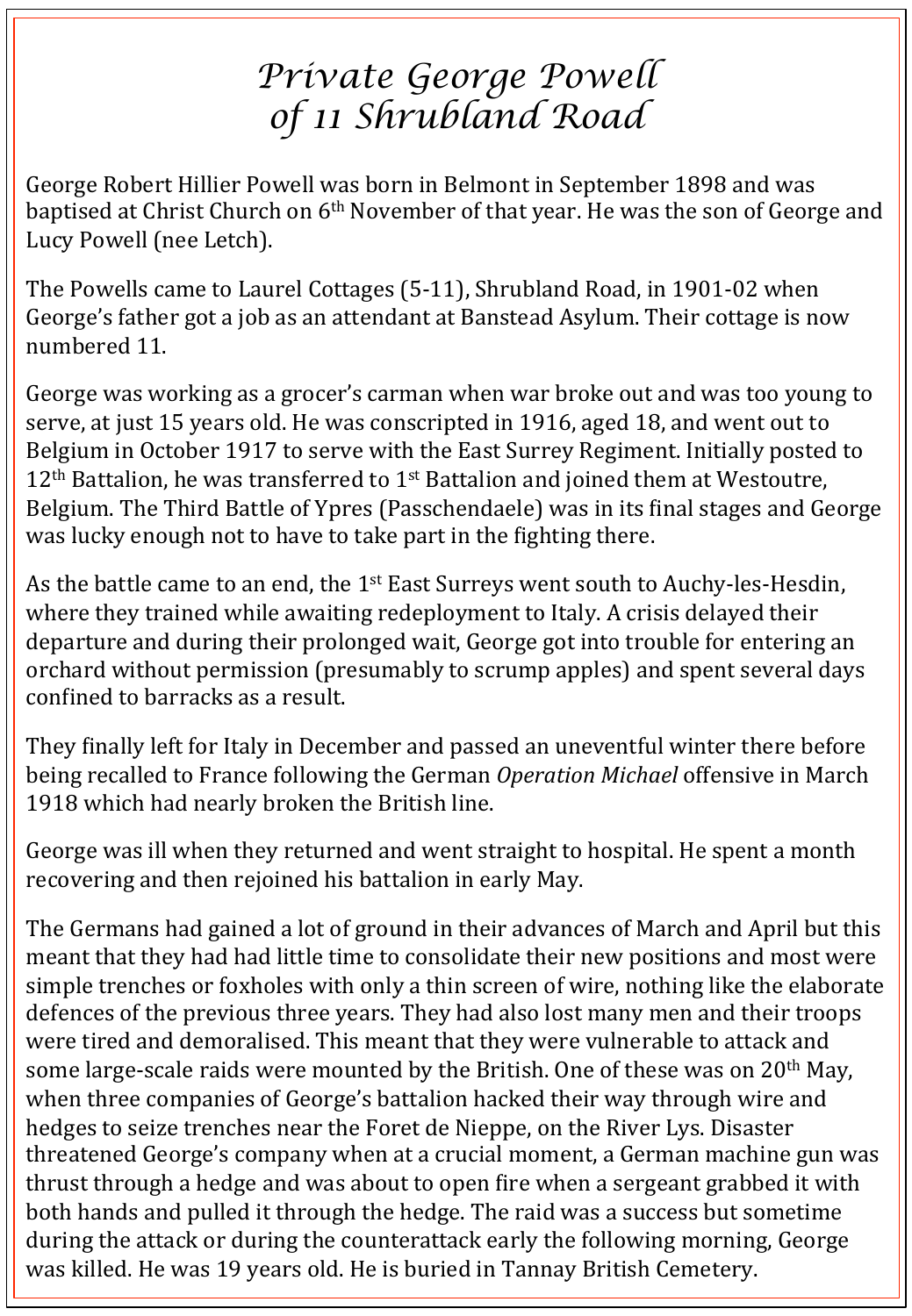# *Private George Powell of 11 Shrubland Road*

George Robert Hillier Powell was born in Belmont in September 1898 and was baptised at Christ Church on 6th November of that year. He was the son of George and Lucy Powell (nee Letch).

The Powells came to Laurel Cottages (5-11), Shrubland Road, in 1901-02 when George's father got a job as an attendant at Banstead Asylum. Their cottage is now numbered 11.

George was working as a grocer's carman when war broke out and was too young to serve, at just 15 years old. He was conscripted in 1916, aged 18, and went out to Belgium in October 1917 to serve with the East Surrey Regiment. Initially posted to 12th Battalion, he was transferred to 1st Battalion and joined them at Westoutre, Belgium. The Third Battle of Ypres (Passchendaele) was in its final stages and George was lucky enough not to have to take part in the fighting there.

As the battle came to an end, the 1st East Surreys went south to Auchy-les-Hesdin, where they trained while awaiting redeployment to Italy. A crisis delayed their departure and during their prolonged wait, George got into trouble for entering an orchard without permission (presumably to scrump apples) and spent several days confined to barracks as a result.

They finally left for Italy in December and passed an uneventful winter there before being recalled to France following the German *Operation Michael* offensive in March 1918 which had nearly broken the British line.

George was ill when they returned and went straight to hospital. He spent a month recovering and then rejoined his battalion in early May.

The Germans had gained a lot of ground in their advances of March and April but this meant that they had had little time to consolidate their new positions and most were simple trenches or foxholes with only a thin screen of wire, nothing like the elaborate defences of the previous three years. They had also lost many men and their troops were tired and demoralised. This meant that they were vulnerable to attack and some large-scale raids were mounted by the British. One of these was on 20th May, when three companies of George's battalion hacked their way through wire and hedges to seize trenches near the Foret de Nieppe, on the River Lys. Disaster threatened George's company when at a crucial moment, a German machine gun was thrust through a hedge and was about to open fire when a sergeant grabbed it with both hands and pulled it through the hedge. The raid was a success but sometime during the attack or during the counterattack early the following morning, George was killed. He was 19 years old. He is buried in Tannay British Cemetery.